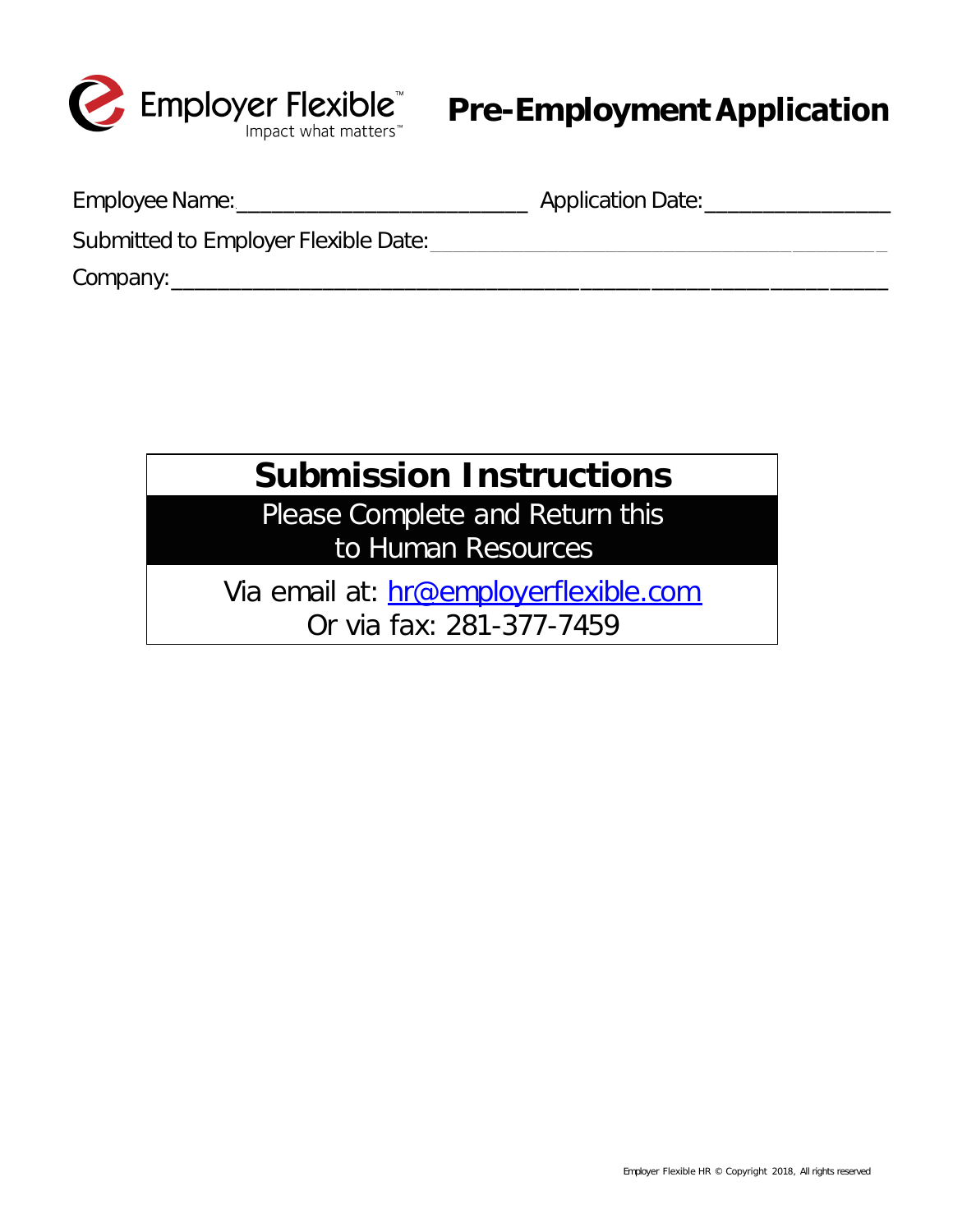Employer Flexible™
Impact what matters™

# Pre-Employment Application

Employee Name:_________________________ Application Date:________________

Submitted to Employer Flexible Date:_______________________________________

Company:______________________________________________________________

## Submission Instructions

**Please Complete and Return this to Human Resources**

Via email at: hr@employerflexible.com
Or via fax: 281-377-7459

Employer Flexible HR © Copyright 2018, All rights reserved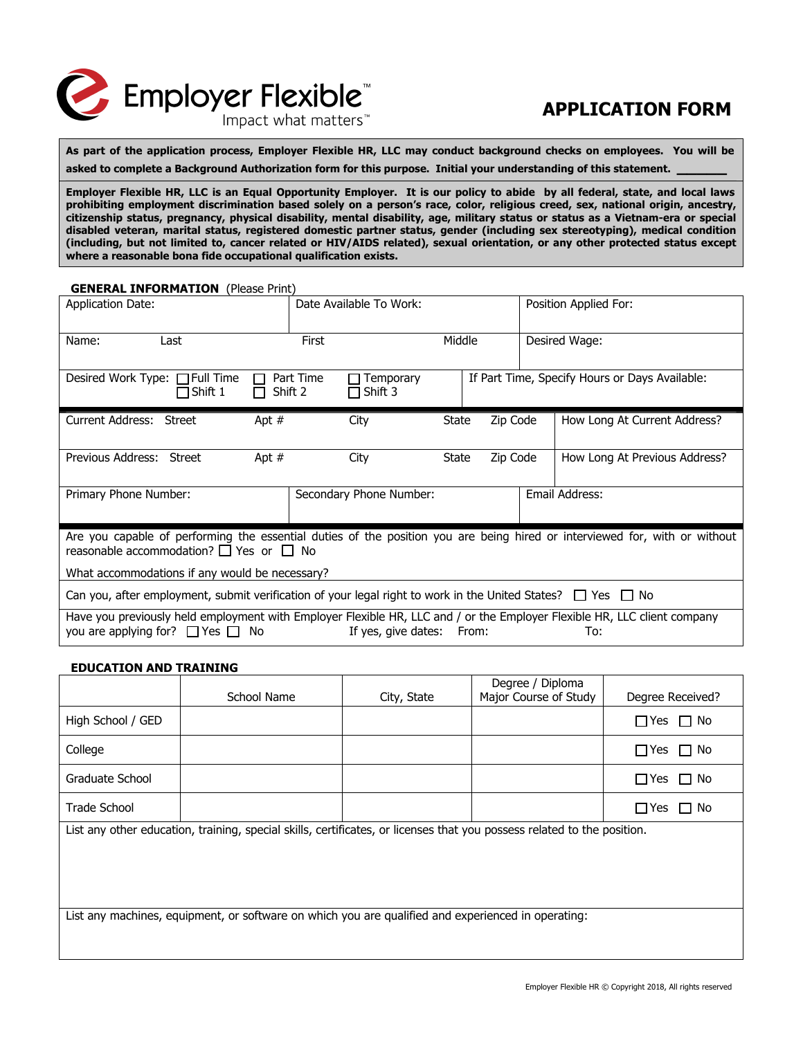Employer Flexible™
Impact what matters™

# APPLICATION FORM

**As part of the application process, Employer Flexible HR, LLC may conduct background checks on employees. You will be asked to complete a Background Authorization form for this purpose. Initial your understanding of this statement. _______**

**Employer Flexible HR, LLC is an Equal Opportunity Employer. It is our policy to abide by all federal, state, and local laws prohibiting employment discrimination based solely on a person's race, color, religious creed, sex, national origin, ancestry, citizenship status, pregnancy, physical disability, mental disability, age, military status or status as a Vietnam-era or special disabled veteran, marital status, registered domestic partner status, gender (including sex stereotyping), medical condition (including, but not limited to, cancer related or HIV/AIDS related), sexual orientation, or any other protected status except where a reasonable bona fide occupational qualification exists.**

## GENERAL INFORMATION (Please Print)

| Application Date: | Date Available To Work: | Position Applied For: |
|---|---|---|
| Name: Last First Middle | | Desired Wage: |

Desired Work Type: ☐ Full Time ☐ Part Time ☐ Temporary ☐ Shift 1 ☐ Shift 2 ☐ Shift 3

If Part Time, Specify Hours or Days Available:

| Current Address: Street Apt # City State Zip Code | How Long At Current Address? |
|---|---|
| Previous Address: Street Apt # City State Zip Code | How Long At Previous Address? |

| Primary Phone Number: | Secondary Phone Number: | Email Address: |
|---|---|---|

Are you capable of performing the essential duties of the position you are being hired or interviewed for, with or without reasonable accommodation? ☐ Yes or ☐ No

What accommodations if any would be necessary?

Can you, after employment, submit verification of your legal right to work in the United States? ☐ Yes ☐ No

Have you previously held employment with Employer Flexible HR, LLC and / or the Employer Flexible HR, LLC client company you are applying for? ☐ Yes ☐ No If yes, give dates: From: To:

## EDUCATION AND TRAINING

| | School Name | City, State | Degree / Diploma Major Course of Study | Degree Received? |
|---|---|---|---|---|
| High School / GED | | | | ☐ Yes ☐ No |
| College | | | | ☐ Yes ☐ No |
| Graduate School | | | | ☐ Yes ☐ No |
| Trade School | | | | ☐ Yes ☐ No |

List any other education, training, special skills, certificates, or licenses that you possess related to the position.

List any machines, equipment, or software on which you are qualified and experienced in operating:

Employer Flexible HR © Copyright 2018, All rights reserved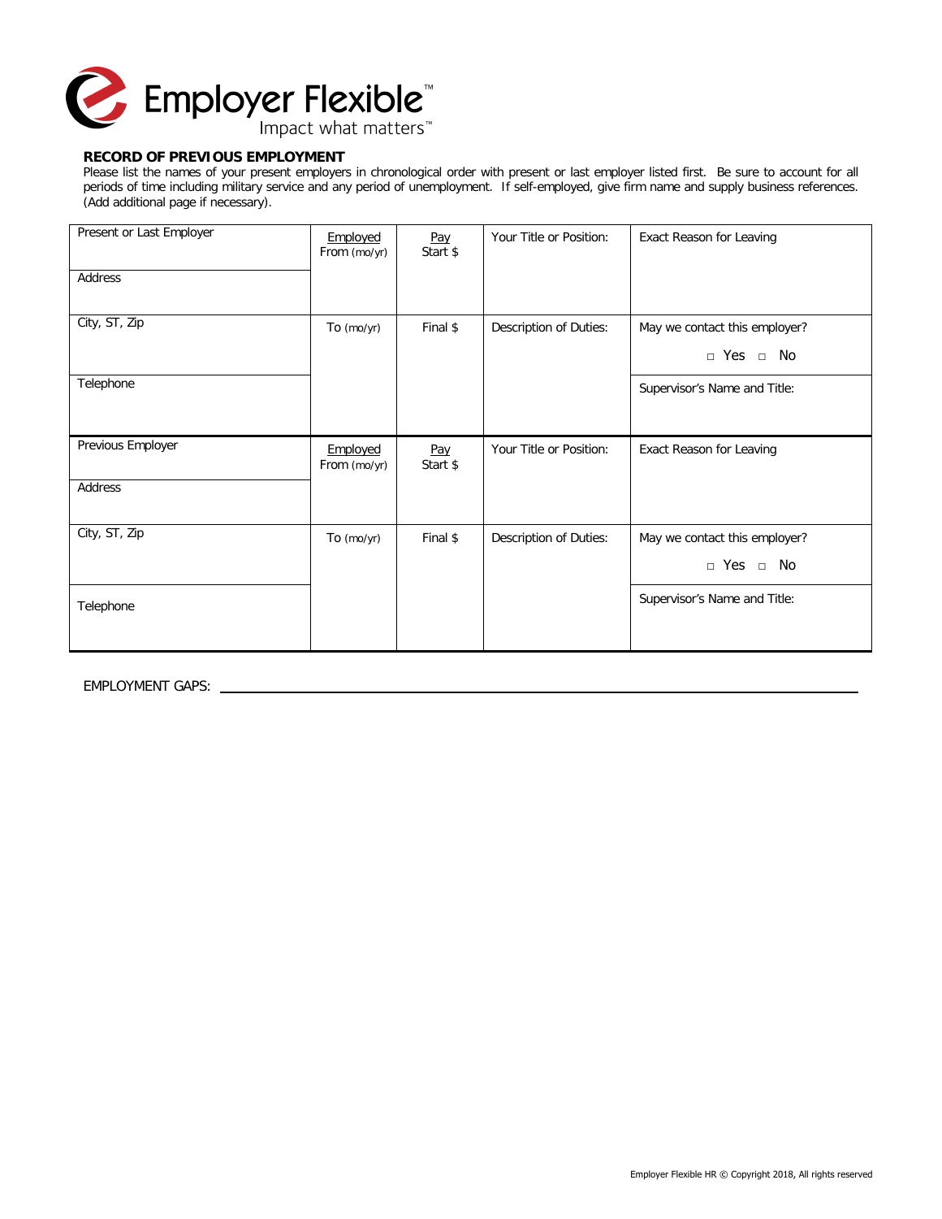Employer Flexible™

Impact what matters™

**RECORD OF PREVIOUS EMPLOYMENT**

Please list the names of your present employers in chronological order with present or last employer listed first. Be sure to account for all periods of time including military service and any period of unemployment. If self-employed, give firm name and supply business references. (Add additional page if necessary).

| Present or Last Employer | Employed From (mo/yr) | Pay Start $ | Your Title or Position: | Exact Reason for Leaving |
|---|---|---|---|---|
| Address | | | | |
| City, ST, Zip | To (mo/yr) | Final $ | Description of Duties: | May we contact this employer? □ Yes □ No |
| Telephone | | | | Supervisor's Name and Title: |
| **Previous Employer** | Employed From (mo/yr) | Pay Start $ | Your Title or Position: | Exact Reason for Leaving |
| Address | | | | |
| City, ST, Zip | To (mo/yr) | Final $ | Description of Duties: | May we contact this employer? □ Yes □ No |
| Telephone | | | | Supervisor's Name and Title: |

EMPLOYMENT GAPS: ______________________________________________________________

Employer Flexible HR © Copyright 2018, All rights reserved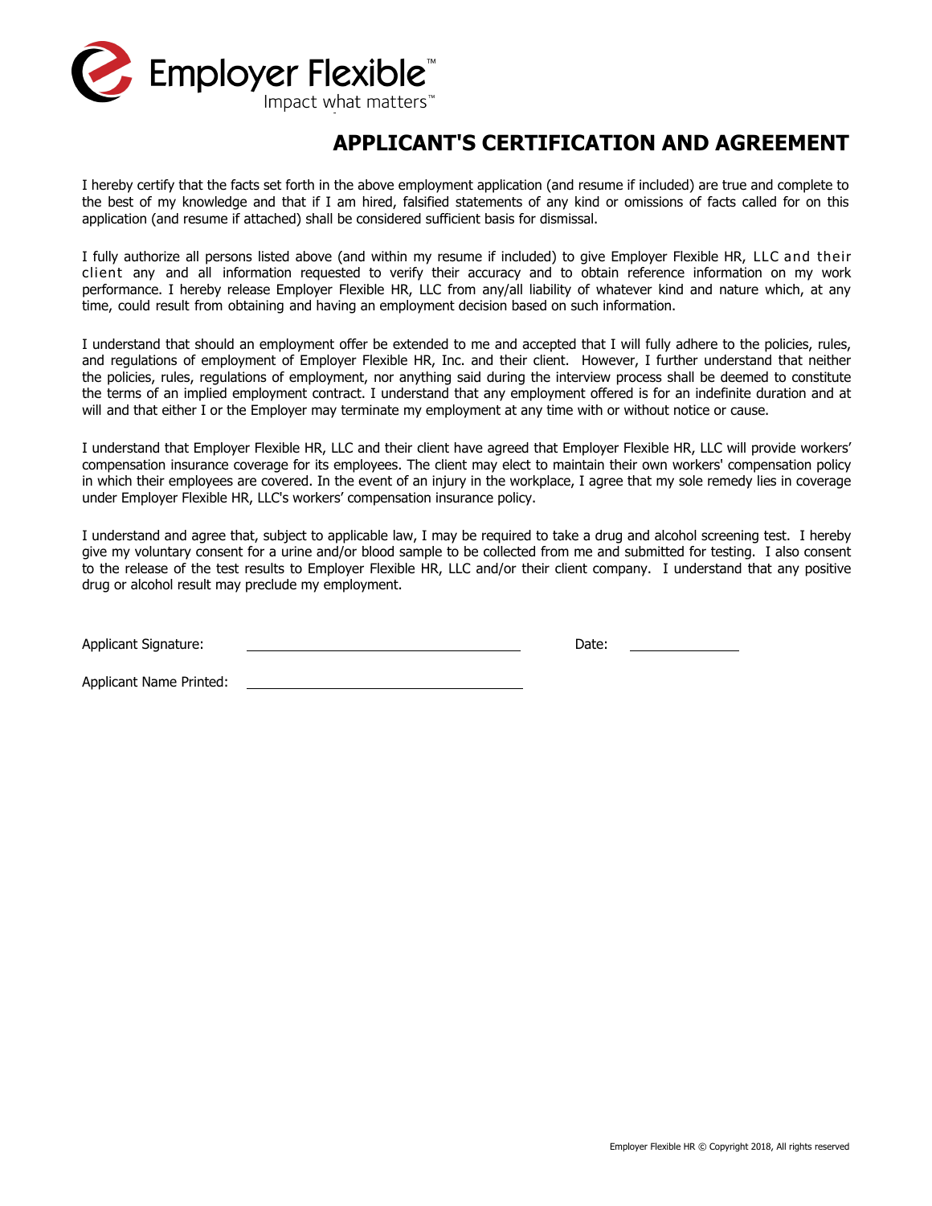Employer Flexible™

Impact what matters™

# APPLICANT'S CERTIFICATION AND AGREEMENT

I hereby certify that the facts set forth in the above employment application (and resume if included) are true and complete to the best of my knowledge and that if I am hired, falsified statements of any kind or omissions of facts called for on this application (and resume if attached) shall be considered sufficient basis for dismissal.

I fully authorize all persons listed above (and within my resume if included) to give Employer Flexible HR, LLC and their client any and all information requested to verify their accuracy and to obtain reference information on my work performance. I hereby release Employer Flexible HR, LLC from any/all liability of whatever kind and nature which, at any time, could result from obtaining and having an employment decision based on such information.

I understand that should an employment offer be extended to me and accepted that I will fully adhere to the policies, rules, and regulations of employment of Employer Flexible HR, Inc. and their client. However, I further understand that neither the policies, rules, regulations of employment, nor anything said during the interview process shall be deemed to constitute the terms of an implied employment contract. I understand that any employment offered is for an indefinite duration and at will and that either I or the Employer may terminate my employment at any time with or without notice or cause.

I understand that Employer Flexible HR, LLC and their client have agreed that Employer Flexible HR, LLC will provide workers' compensation insurance coverage for its employees. The client may elect to maintain their own workers' compensation policy in which their employees are covered. In the event of an injury in the workplace, I agree that my sole remedy lies in coverage under Employer Flexible HR, LLC's workers' compensation insurance policy.

I understand and agree that, subject to applicable law, I may be required to take a drug and alcohol screening test. I hereby give my voluntary consent for a urine and/or blood sample to be collected from me and submitted for testing. I also consent to the release of the test results to Employer Flexible HR, LLC and/or their client company. I understand that any positive drug or alcohol result may preclude my employment.

Applicant Signature: ______________________________ Date: ____________

Applicant Name Printed: ______________________________

Employer Flexible HR © Copyright 2018, All rights reserved